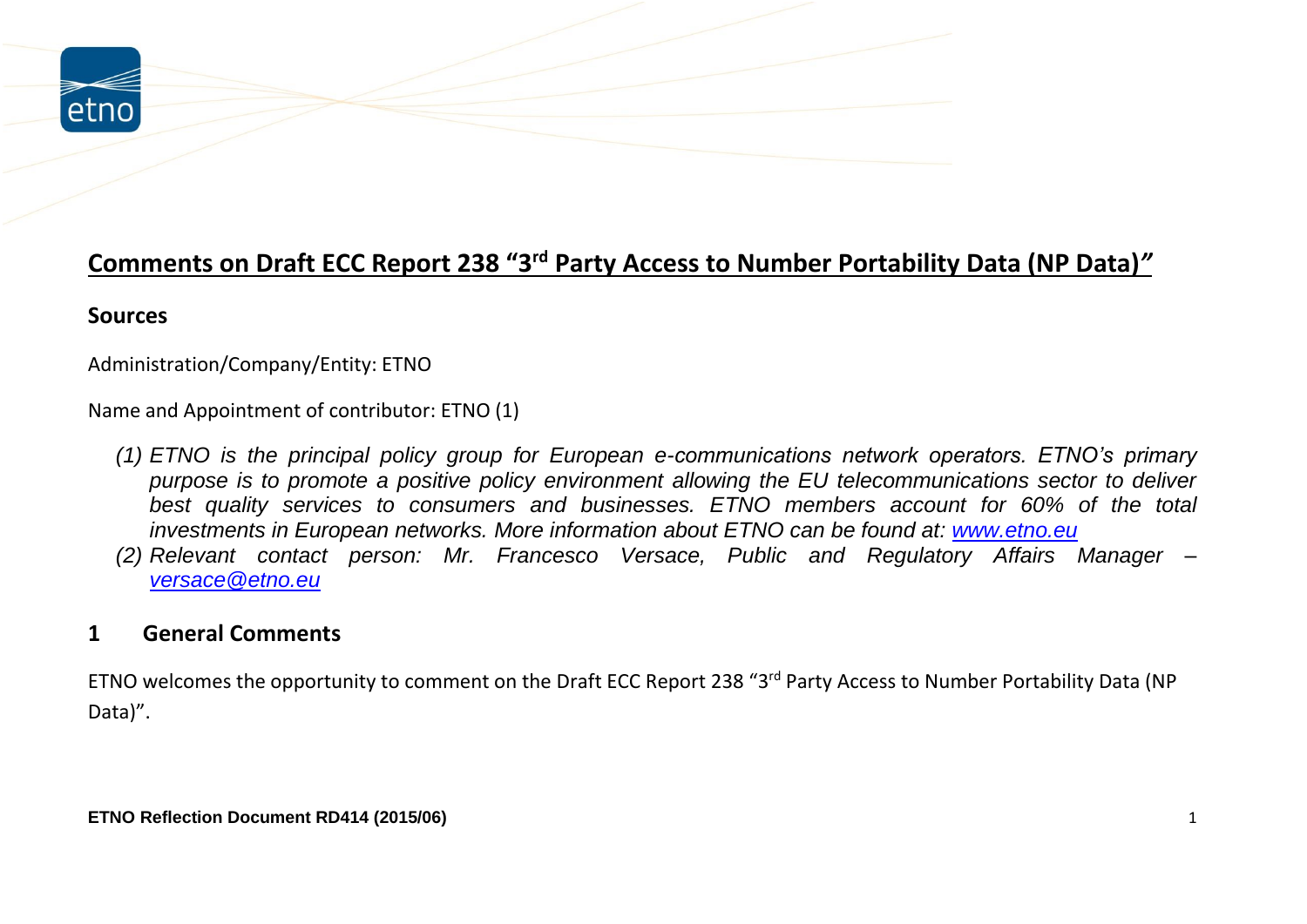# Comments on Draft ECC Report 238 "3rd Party Access to Number Portability Data (NP Data)"

## Sources

Administration/Company/Entity: ETNO

Name and Appointment of contributor: ETNO (1)

*(1) ETNO is the principal policy group for European e-communications network operators. ETNO's primary purpose is to promote a positive policy environment allowing the EU telecommunications sector to deliver best quality services to consumers and businesses. ETNO members account for 60% of the total investments in European networks. More information about ETNO can be found at: [www.etno.eu](http://www.etno.eu)*

*(2) Relevant contact person: Mr. Francesco Versace, Public and Regulatory Affairs Manager – [versace@etno.eu](mailto:versace@etno.eu)*

## 1 General Comments

ETNO welcomes the opportunity to comment on the Draft ECC Report 238 "3rd Party Access to Number Portability Data (NP Data)".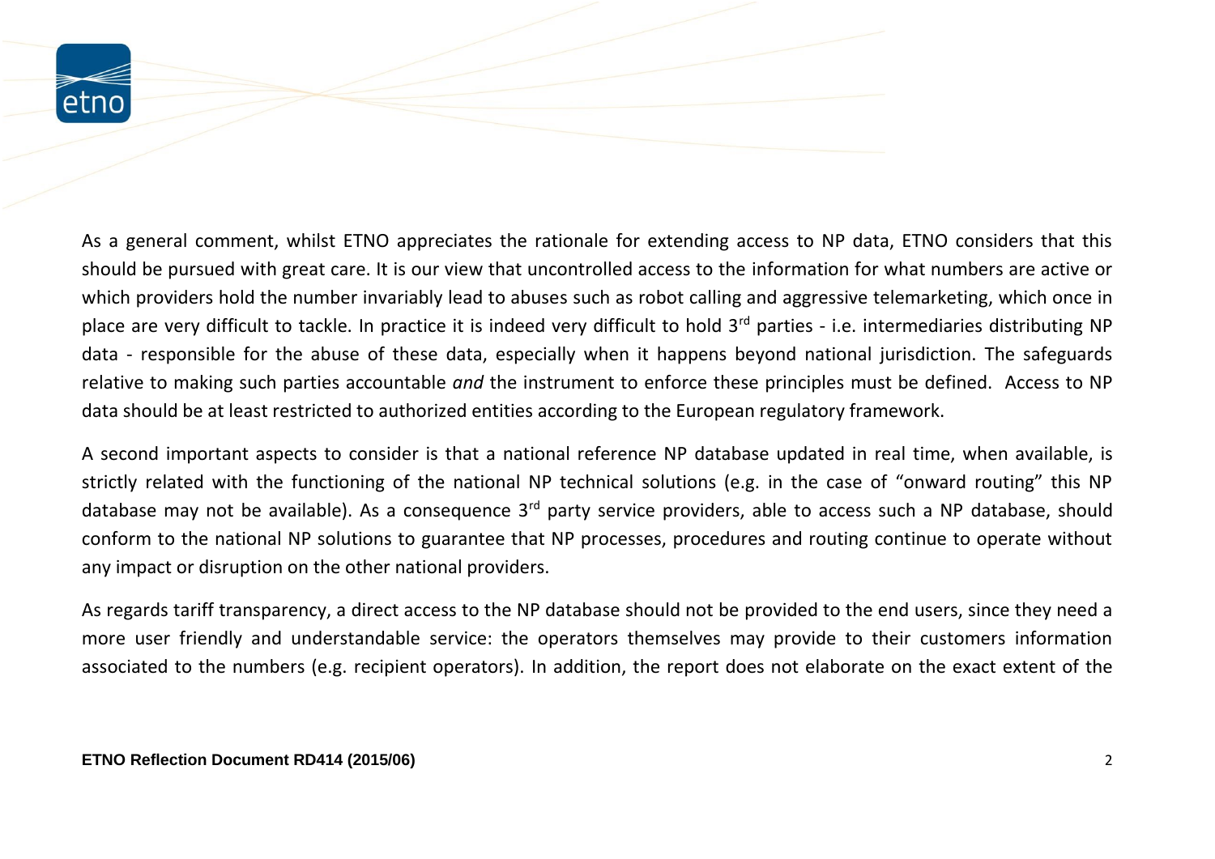As a general comment, whilst ETNO appreciates the rationale for extending access to NP data, ETNO considers that this should be pursued with great care. It is our view that uncontrolled access to the information for what numbers are active or which providers hold the number invariably lead to abuses such as robot calling and aggressive telemarketing, which once in place are very difficult to tackle. In practice it is indeed very difficult to hold 3rd parties - i.e. intermediaries distributing NP data - responsible for the abuse of these data, especially when it happens beyond national jurisdiction. The safeguards relative to making such parties accountable *and* the instrument to enforce these principles must be defined. Access to NP data should be at least restricted to authorized entities according to the European regulatory framework.

A second important aspects to consider is that a national reference NP database updated in real time, when available, is strictly related with the functioning of the national NP technical solutions (e.g. in the case of "onward routing" this NP database may not be available). As a consequence 3rd party service providers, able to access such a NP database, should conform to the national NP solutions to guarantee that NP processes, procedures and routing continue to operate without any impact or disruption on the other national providers.

As regards tariff transparency, a direct access to the NP database should not be provided to the end users, since they need a more user friendly and understandable service: the operators themselves may provide to their customers information associated to the numbers (e.g. recipient operators). In addition, the report does not elaborate on the exact extent of the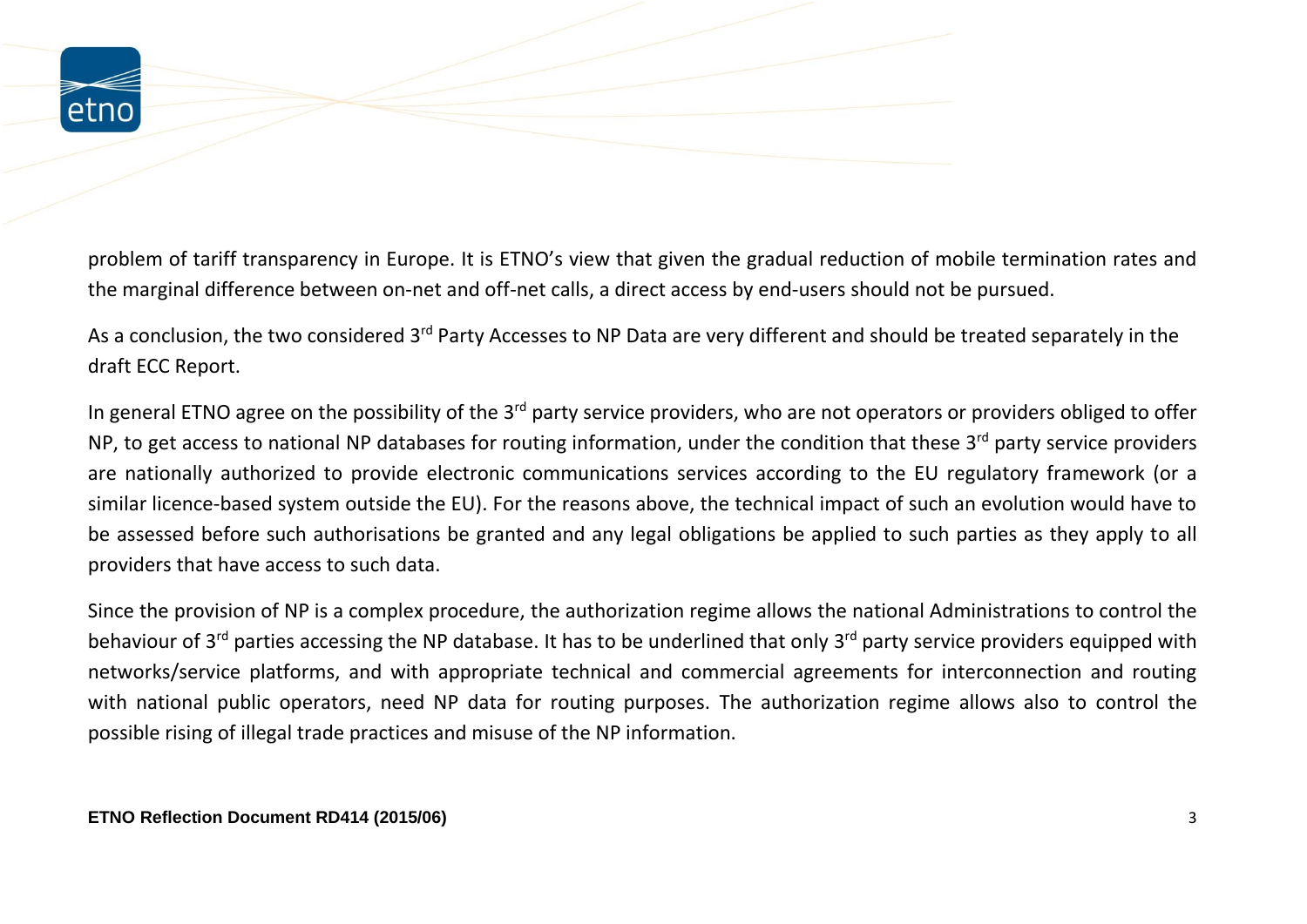problem of tariff transparency in Europe. It is ETNO's view that given the gradual reduction of mobile termination rates and the marginal difference between on-net and off-net calls, a direct access by end-users should not be pursued.

As a conclusion, the two considered 3rd Party Accesses to NP Data are very different and should be treated separately in the draft ECC Report.

In general ETNO agree on the possibility of the 3rd party service providers, who are not operators or providers obliged to offer NP, to get access to national NP databases for routing information, under the condition that these 3rd party service providers are nationally authorized to provide electronic communications services according to the EU regulatory framework (or a similar licence-based system outside the EU). For the reasons above, the technical impact of such an evolution would have to be assessed before such authorisations be granted and any legal obligations be applied to such parties as they apply to all providers that have access to such data.

Since the provision of NP is a complex procedure, the authorization regime allows the national Administrations to control the behaviour of 3rd parties accessing the NP database. It has to be underlined that only 3rd party service providers equipped with networks/service platforms, and with appropriate technical and commercial agreements for interconnection and routing with national public operators, need NP data for routing purposes. The authorization regime allows also to control the possible rising of illegal trade practices and misuse of the NP information.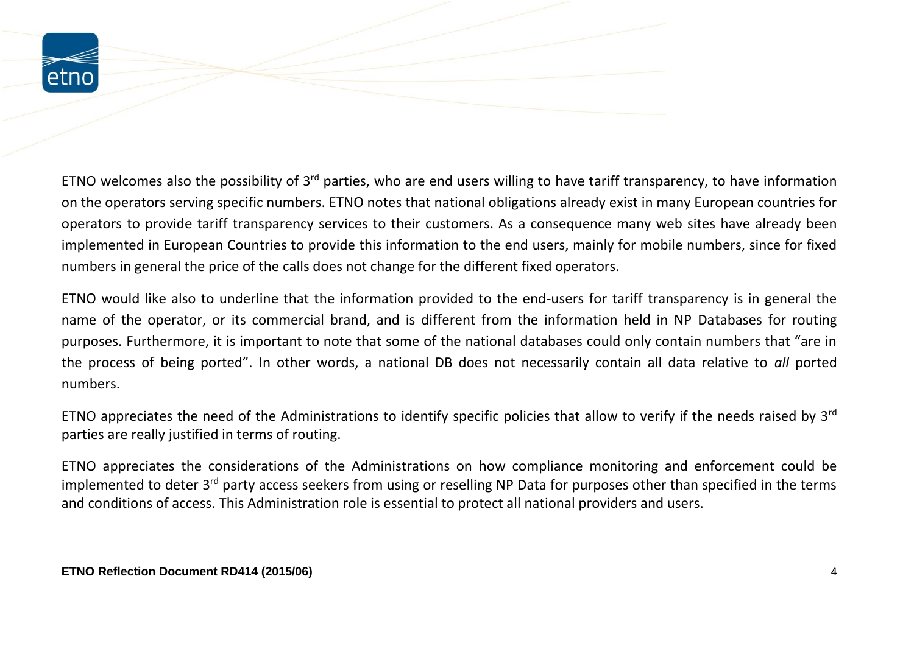ETNO welcomes also the possibility of 3rd parties, who are end users willing to have tariff transparency, to have information on the operators serving specific numbers. ETNO notes that national obligations already exist in many European countries for operators to provide tariff transparency services to their customers. As a consequence many web sites have already been implemented in European Countries to provide this information to the end users, mainly for mobile numbers, since for fixed numbers in general the price of the calls does not change for the different fixed operators.

ETNO would like also to underline that the information provided to the end-users for tariff transparency is in general the name of the operator, or its commercial brand, and is different from the information held in NP Databases for routing purposes. Furthermore, it is important to note that some of the national databases could only contain numbers that "are in the process of being ported". In other words, a national DB does not necessarily contain all data relative to *all* ported numbers.

ETNO appreciates the need of the Administrations to identify specific policies that allow to verify if the needs raised by 3rd parties are really justified in terms of routing.

ETNO appreciates the considerations of the Administrations on how compliance monitoring and enforcement could be implemented to deter 3rd party access seekers from using or reselling NP Data for purposes other than specified in the terms and conditions of access. This Administration role is essential to protect all national providers and users.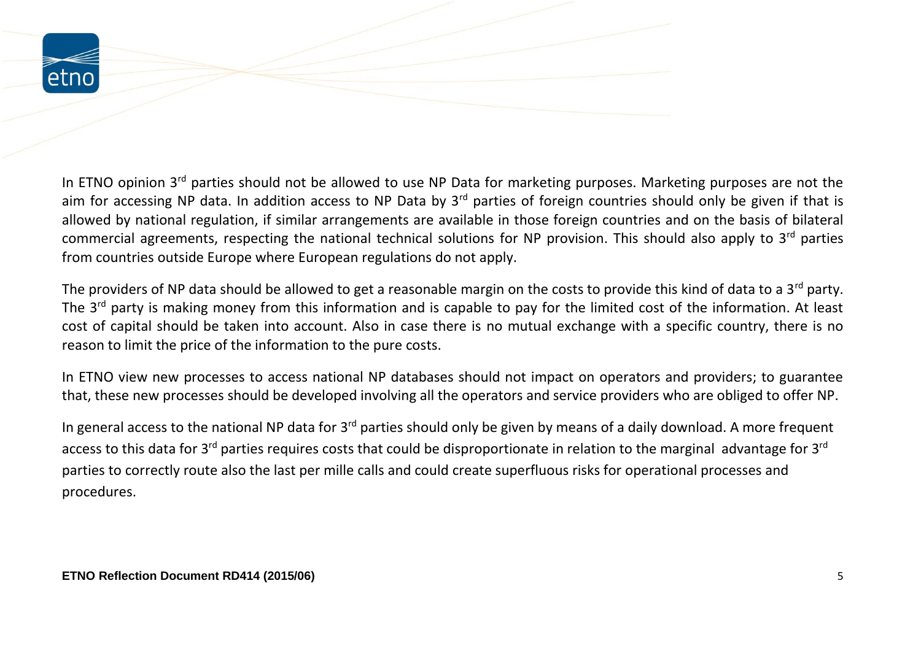In ETNO opinion 3rd parties should not be allowed to use NP Data for marketing purposes. Marketing purposes are not the aim for accessing NP data. In addition access to NP Data by 3rd parties of foreign countries should only be given if that is allowed by national regulation, if similar arrangements are available in those foreign countries and on the basis of bilateral commercial agreements, respecting the national technical solutions for NP provision. This should also apply to 3rd parties from countries outside Europe where European regulations do not apply.

The providers of NP data should be allowed to get a reasonable margin on the costs to provide this kind of data to a 3rd party. The 3rd party is making money from this information and is capable to pay for the limited cost of the information. At least cost of capital should be taken into account. Also in case there is no mutual exchange with a specific country, there is no reason to limit the price of the information to the pure costs.

In ETNO view new processes to access national NP databases should not impact on operators and providers; to guarantee that, these new processes should be developed involving all the operators and service providers who are obliged to offer NP.

In general access to the national NP data for 3rd parties should only be given by means of a daily download. A more frequent access to this data for 3rd parties requires costs that could be disproportionate in relation to the marginal advantage for 3rd parties to correctly route also the last per mille calls and could create superfluous risks for operational processes and procedures.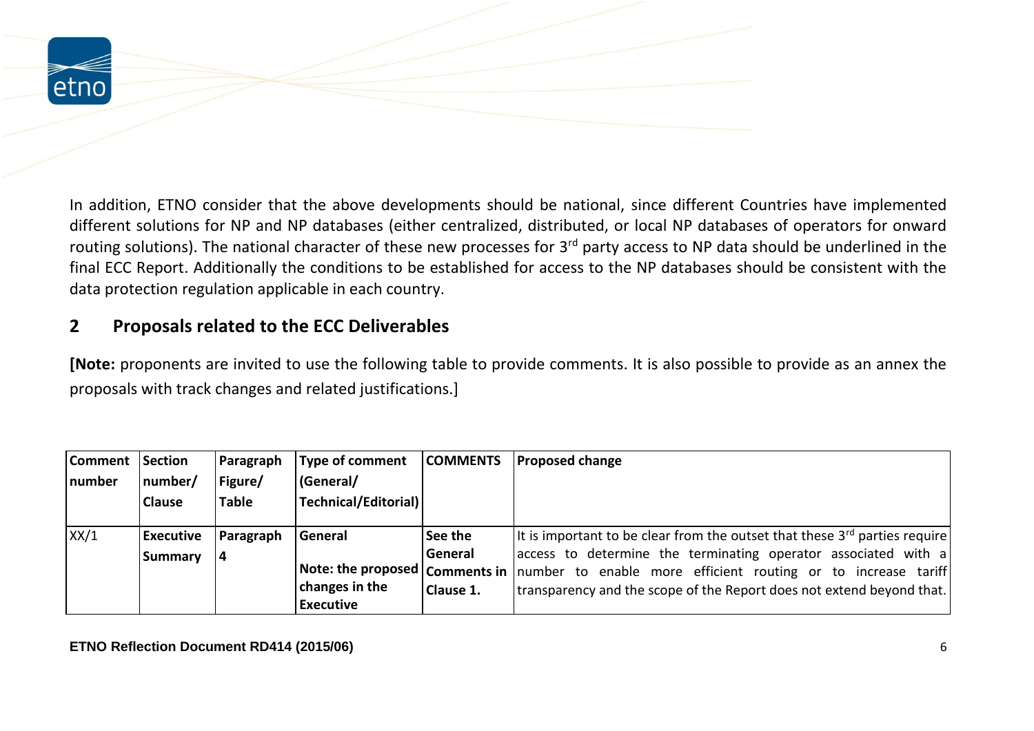In addition, ETNO consider that the above developments should be national, since different Countries have implemented different solutions for NP and NP databases (either centralized, distributed, or local NP databases of operators for onward routing solutions). The national character of these new processes for 3rd party access to NP data should be underlined in the final ECC Report. Additionally the conditions to be established for access to the NP databases should be consistent with the data protection regulation applicable in each country.

## 2 Proposals related to the ECC Deliverables

**[Note:** proponents are invited to use the following table to provide comments. It is also possible to provide as an annex the proposals with track changes and related justifications.]

| Comment number | Section number/ Clause | Paragraph Figure/ Table | Type of comment (General/ Technical/Editorial) | COMMENTS | Proposed change |
|---|---|---|---|---|---|
| XX/1 | **Executive Summary** | **Paragraph 4** | **General**<br>**Note: the proposed changes in the Executive** | **See the General Comments in Clause 1.** | It is important to be clear from the outset that these 3rd parties require access to determine the terminating operator associated with a number to enable more efficient routing or to increase tariff transparency and the scope of the Report does not extend beyond that. |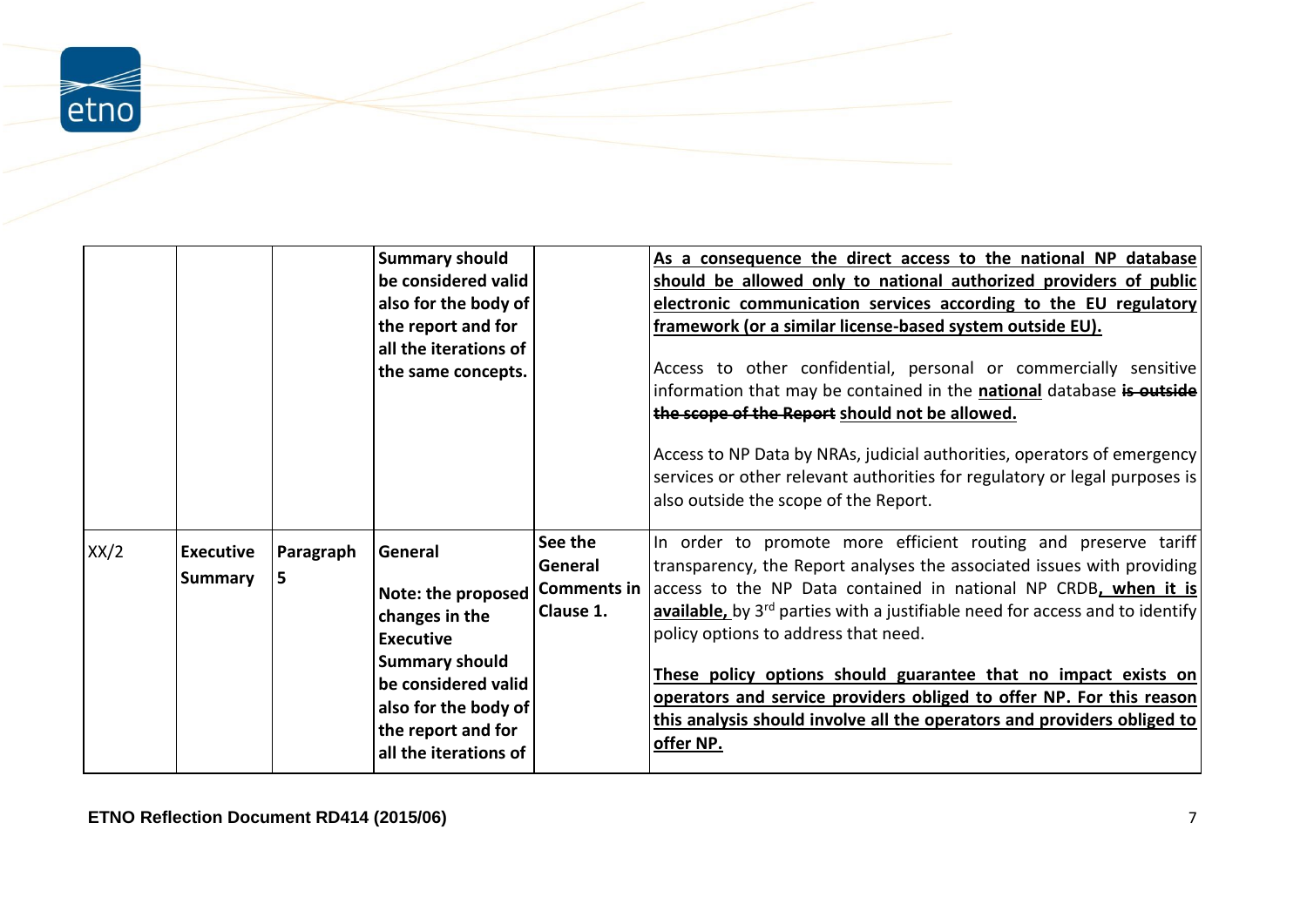| | | | | | |
|---|---|---|---|---|---|
| | | | **Summary should be considered valid also for the body of the report and for all the iterations of the same concepts.** | | **<u>As a consequence the direct access to the national NP database should be allowed only to national authorized providers of public electronic communication services according to the EU regulatory framework (or a similar license-based system outside EU).</u>**<br><br>Access to other confidential, personal or commercially sensitive information that may be contained in the **<u>national</u>** database ~~**is outside the scope of the Report**~~ **<u>should not be allowed.</u>**<br><br>Access to NP Data by NRAs, judicial authorities, operators of emergency services or other relevant authorities for regulatory or legal purposes is also outside the scope of the Report. |
| XX/2 | **Executive Summary** | **Paragraph 5** | **General**<br><br>**Note: the proposed changes in the Executive Summary should be considered valid also for the body of the report and for all the iterations of** | **See the General Comments in Clause 1.** | In order to promote more efficient routing and preserve tariff transparency, the Report analyses the associated issues with providing access to the NP Data contained in national NP CRDB**<u>, when it is available,</u>** by 3rd parties with a justifiable need for access and to identify policy options to address that need.<br><br>**<u>These policy options should guarantee that no impact exists on operators and service providers obliged to offer NP. For this reason this analysis should involve all the operators and providers obliged to offer NP.</u>** |

**ETNO Reflection Document RD414 (2015/06)**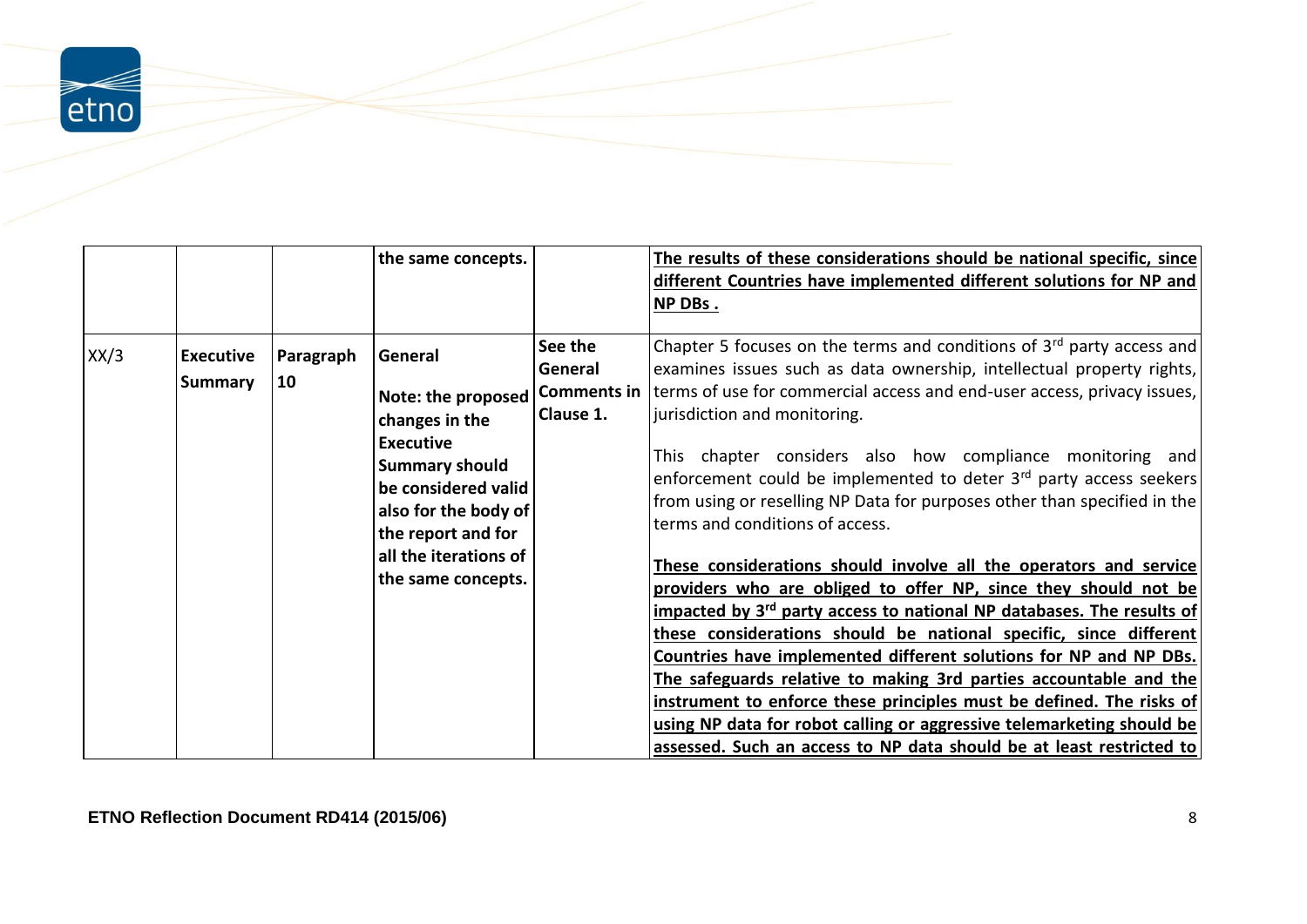| | | | | | |
|---|---|---|---|---|---|
| | | | the same concepts. | | **The results of these considerations should be national specific, since different Countries have implemented different solutions for NP and NP DBs .** |
| XX/3 | **Executive Summary** | **Paragraph 10** | **General**<br><br>**Note: the proposed changes in the Executive Summary should be considered valid also for the body of the report and for all the iterations of the same concepts.** | **See the General Comments in Clause 1.** | Chapter 5 focuses on the terms and conditions of 3rd party access and examines issues such as data ownership, intellectual property rights, terms of use for commercial access and end-user access, privacy issues, jurisdiction and monitoring.<br><br>This chapter considers also how compliance monitoring and enforcement could be implemented to deter 3rd party access seekers from using or reselling NP Data for purposes other than specified in the terms and conditions of access.<br><br>**These considerations should involve all the operators and service providers who are obliged to offer NP, since they should not be impacted by 3rd party access to national NP databases. The results of these considerations should be national specific, since different Countries have implemented different solutions for NP and NP DBs. The safeguards relative to making 3rd parties accountable and the instrument to enforce these principles must be defined. The risks of using NP data for robot calling or aggressive telemarketing should be assessed. Such an access to NP data should be at least restricted to** |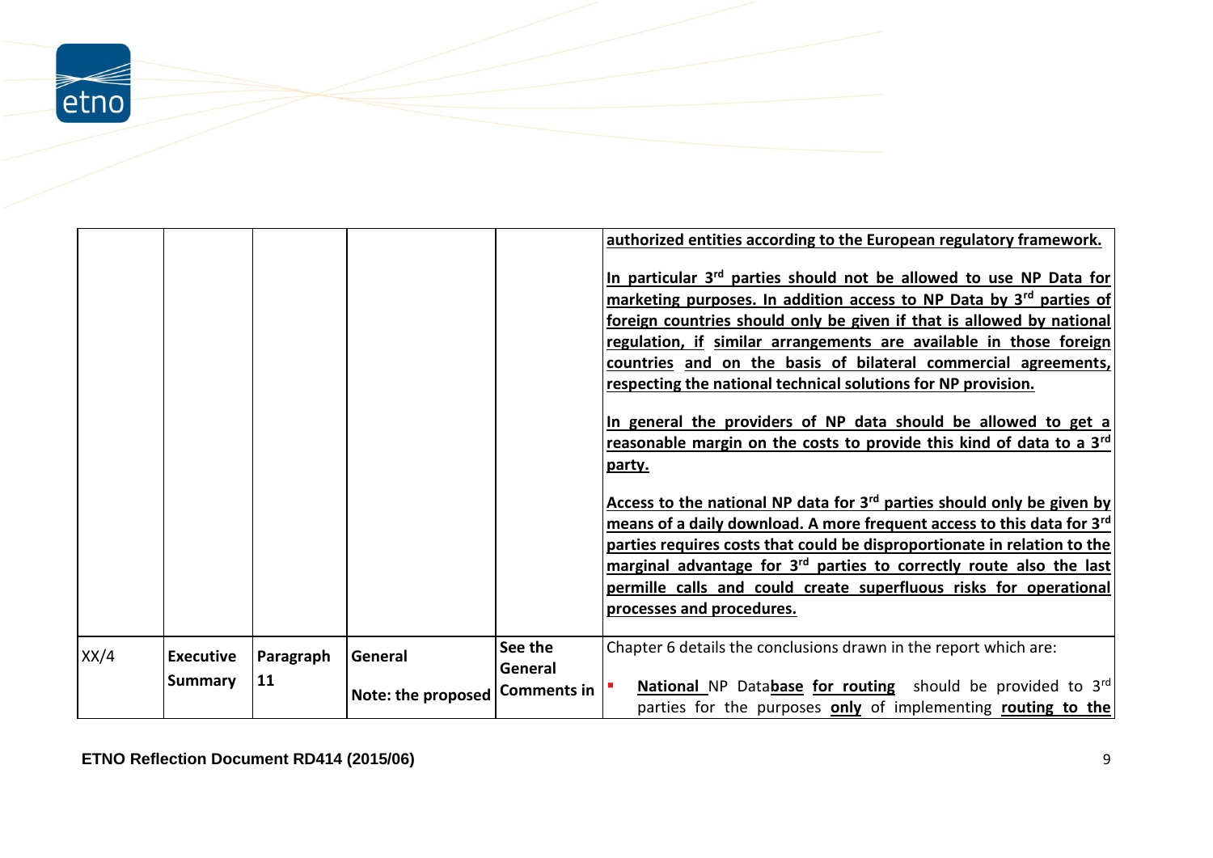| | | | | | |
|---|---|---|---|---|---|
| | | | | | **authorized entities according to the European regulatory framework.**<br><br>**In particular 3rd parties should not be allowed to use NP Data for marketing purposes. In addition access to NP Data by 3rd parties of foreign countries should only be given if that is allowed by national regulation, if similar arrangements are available in those foreign countries and on the basis of bilateral commercial agreements, respecting the national technical solutions for NP provision.**<br><br>**In general the providers of NP data should be allowed to get a reasonable margin on the costs to provide this kind of data to a 3rd party.**<br><br>**Access to the national NP data for 3rd parties should only be given by means of a daily download. A more frequent access to this data for 3rd parties requires costs that could be disproportionate in relation to the marginal advantage for 3rd parties to correctly route also the last permille calls and could create superfluous risks for operational processes and procedures.** |
| XX/4 | **Executive Summary** | **Paragraph 11** | **General**<br><br>**Note: the proposed** | **See the General Comments in** | Chapter 6 details the conclusions drawn in the report which are:<br><br>▪ **National** NP Data**base for routing** should be provided to 3rd parties for the purposes **only** of implementing **routing to the** |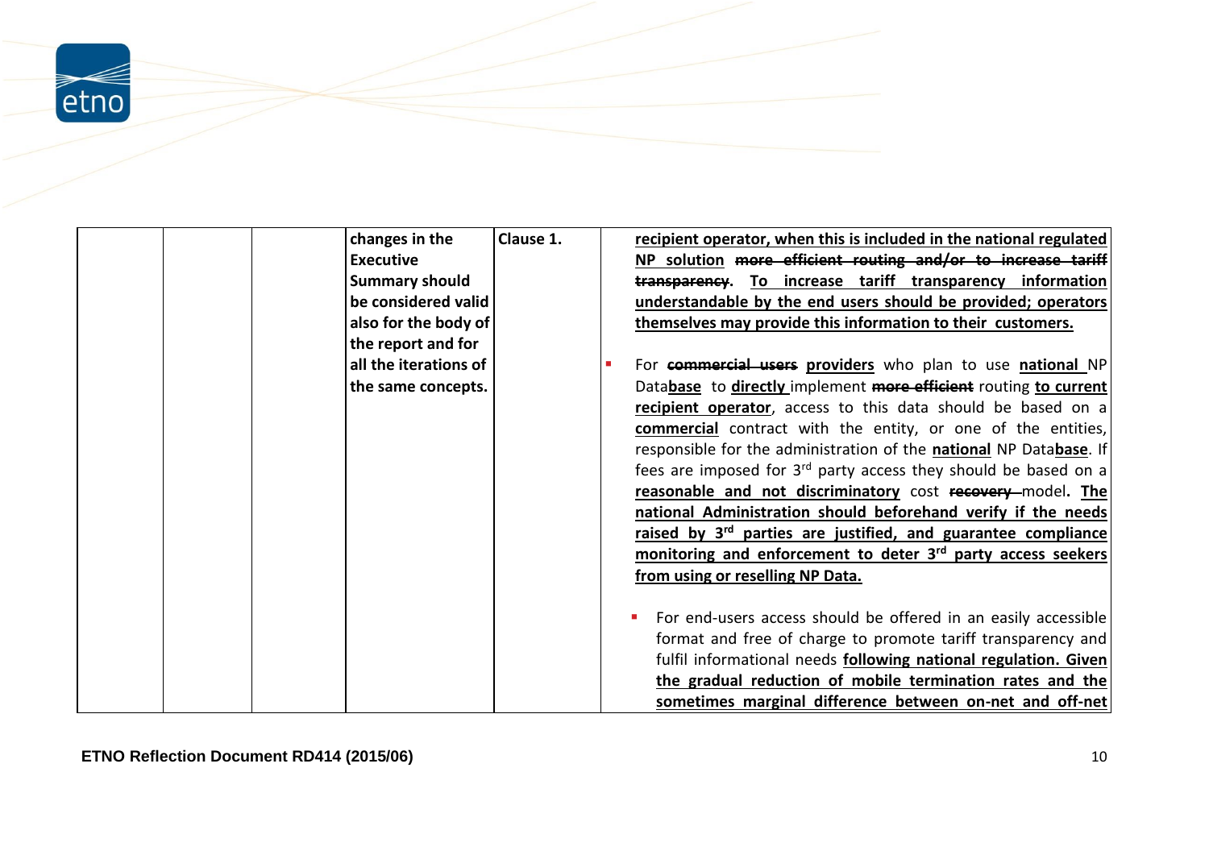| | | | changes in the Executive Summary should be considered valid also for the body of the report and for all the iterations of the same concepts. | Clause 1. | **recipient operator, when this is included in the national regulated NP solution** ~~more efficient routing and/or to increase tariff transparency~~. **To increase tariff transparency information understandable by the end users should be provided; operators themselves may provide this information to their customers.**<br><br>▪ For ~~commercial users~~ **providers** who plan to use **national** NP Data**base** to **directly** implement ~~more efficient~~ routing **to current recipient operator**, access to this data should be based on a **commercial** contract with the entity, or one of the entities, responsible for the administration of the **national** NP Data**base**. If fees are imposed for 3rd party access they should be based on a **reasonable and not discriminatory** cost ~~recovery~~ model**. The national Administration should beforehand verify if the needs raised by 3rd parties are justified, and guarantee compliance monitoring and enforcement to deter 3rd party access seekers from using or reselling NP Data.**<br><br>▪ For end-users access should be offered in an easily accessible format and free of charge to promote tariff transparency and fulfil informational needs **following national regulation. Given the gradual reduction of mobile termination rates and the sometimes marginal difference between on-net and off-net** |
|---|---|---|---|---|---|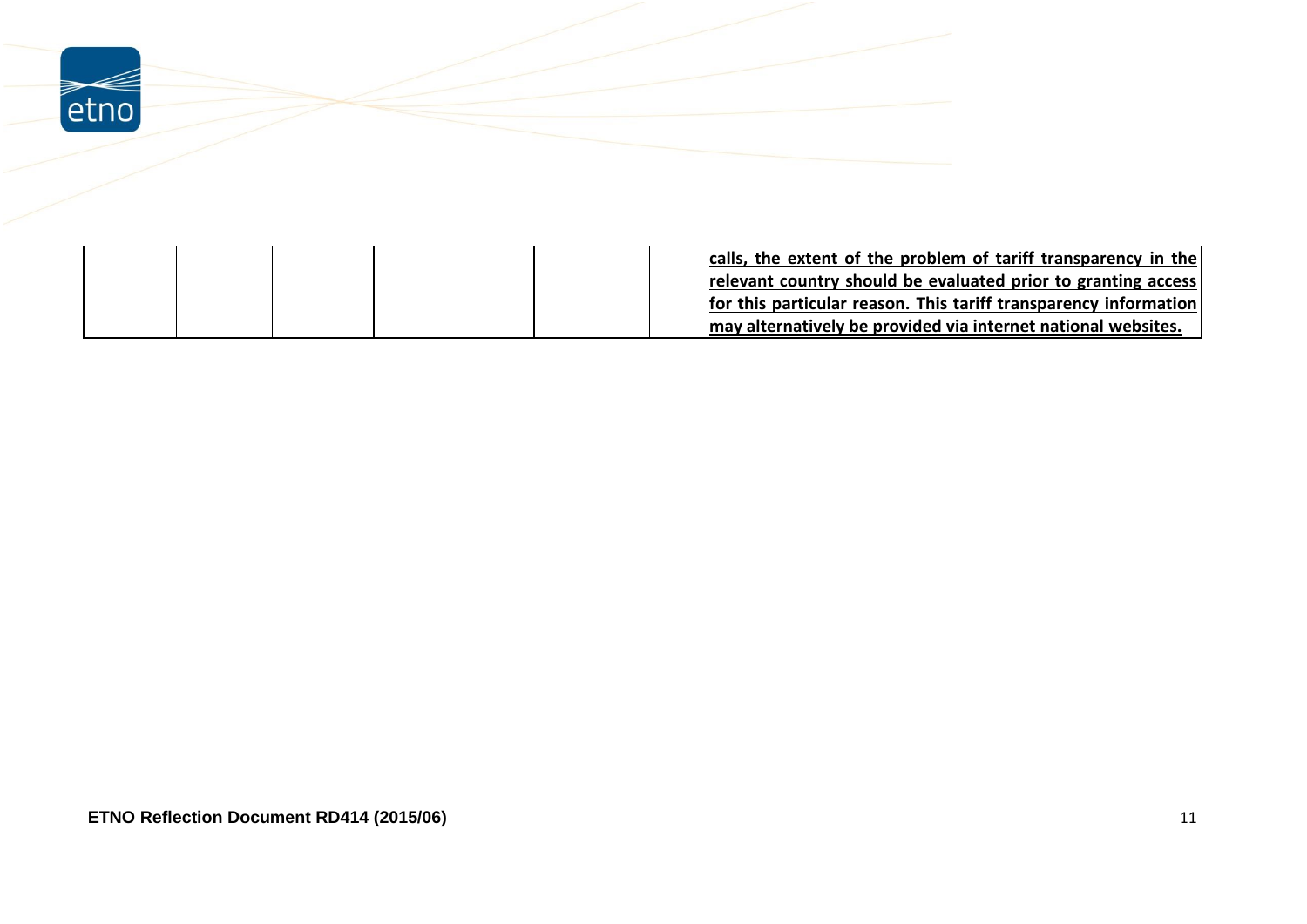| | | | | | |
|---|---|---|---|---|---|
| | | | | | **<u>calls, the extent of the problem of tariff transparency in the relevant country should be evaluated prior to granting access for this particular reason. This tariff transparency information may alternatively be provided via internet national websites.</u>** |

**ETNO Reflection Document RD414 (2015/06)**